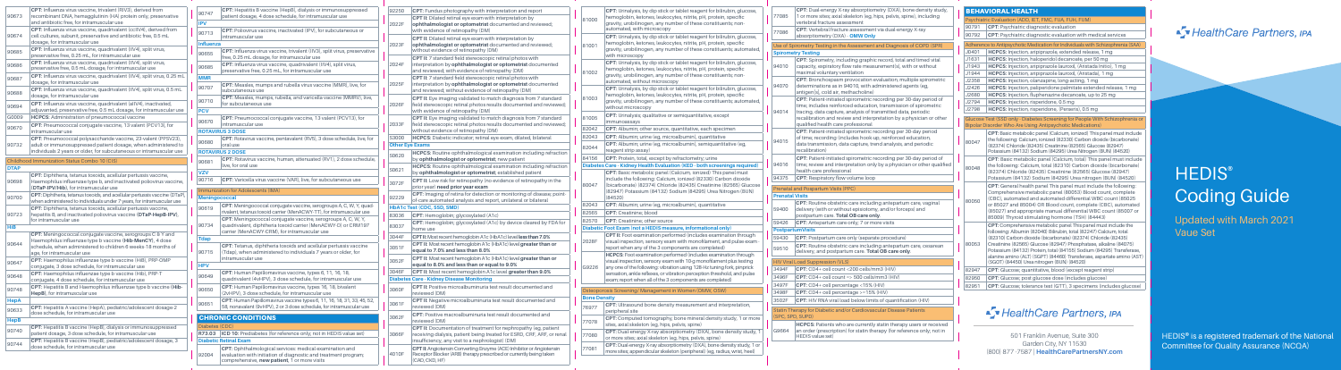| Code | Description |
|---|---|
| 90673 | **CPT:** Influenza virus vaccine, trivalent (RIV3), derived from recombinant DNA, hemagglutinin (HA) protein only, preservative and antibiotic free, for intramuscular use |
| 90674 | **CPT:** Influenza virus vaccine, quadrivalent (ccIIV4), derived from cell cultures, subunit, preservative and antibiotic free, 0.5 mL dosage, for intramuscular use |
| 90685 | **CPT:** Influenza virus vaccine, quadrivalent (IIV4), split virus, preservative free, 0.25 mL, for intramuscular use |
| 90686 | **CPT:** Influenza virus vaccine, quadrivalent (IIV4), split virus, preservative free, 0.5 mL dosage, for intramuscular use |
| 90687 | **CPT:** Influenza virus vaccine, quadrivalent (IIV4), split virus, 0.25 mL dosage, for intramuscular use |
| 90688 | **CPT:** Influenza virus vaccine, quadrivalent (IIV4), split virus, 0.5 mL dosage, for intramuscular use |
| 90694 | **CPT:** Influenza virus vaccine, quadrivalent (aIIV4), inactivated, adjuvanted, preservative free, 0.5 mL dosage, for intramuscular use |
| G0008 | **HCPCS:** Administration of pneumococcal vaccine |
| 90670 | **CPT:** Pneumococcal conjugate vaccine, 13 valent (PCV13), for intramuscular use |
| 90732 | **CPT:** Pneumococcal polysaccharide vaccine, 23-valent (PPSV23), adult or immunosuppressed patient dosage, when administered to individuals 2 years or older, for subcutaneous or intramuscular use |

**Childhood Immunization Status Combo 10 (CIS)**

**DTaP**

| Code | Description |
|---|---|
| 90698 | **CPT:** Diphtheria, tetanus toxoids, acellular pertussis vaccine, Haemophilus influenzae type b, and inactivated poliovirus vaccine, (DTaP-IPV/Hib), for intramuscular use |
| 90700 | **CPT:** Diphtheria, tetanus toxoids, and acellular pertussis vaccine (DTaP), when administered to individuals under 7 years, for intramuscular use |
| 90723 | **CPT:** Diphtheria, tetanus toxoids, acellular pertussis vaccine, hepatitis B, and inactivated poliovirus vaccine (DTaP-HepB-IPV), for intramuscular use |

**HiB**

| Code | Description |
|---|---|
| 90644 | **CPT:** Meningococcal conjugate vaccine, serogroups C & Y and Haemophilus influenzae type b vaccine (Hib-MenCY), 4 dose schedule, when administered to children 6 weeks-18 months of age, for intramuscular use |
| 90647 | **CPT:** Haemophilus influenzae type b vaccine (Hib), PRP-OMP conjugate, 3 dose schedule, for intramuscular use |
| 90648 | **CPT:** Haemophilus influenzae type b vaccine (Hib), PRP-T conjugate, 4 dose schedule, for intramuscular use |
| 90748 | **CPT:** Hepatitis B and Haemophilus influenzae type b vaccine (Hib-HepB), for intramuscular use |

**HepA**

| Code | Description |
|---|---|
| 90633 | **CPT:** Hepatitis A vaccine (HepA), pediatric/adolescent dosage 2 dose schedule, for intramuscular use |

**HepB**

| Code | Description |
|---|---|
| 90740 | **CPT:** Hepatitis B vaccine (HepB), dialysis or immunosuppressed patient dosage, 3 dose schedule, for intramuscular use |
| 90744 | **CPT:** Hepatitis B vaccine (HepB), pediatric/adolescent dosage, 3 dose schedule, for intramuscular use |
| 90747 | **CPT:** Hepatitis B vaccine (HepB), dialysis or immunosuppressed patient dosage, 4 dose schedule, for intramuscular use |

**IPV**

| Code | Description |
|---|---|
| 90713 | **CPT:** Poliovirus vaccine, inactivated (IPV), for subcutaneous or intramuscular use |

**Influenza**

| Code | Description |
|---|---|
| 90655 | **CPT:** Influenza virus vaccine, trivalent (IIV3), split virus, preservative free, 0.25 mL, for intramuscular use |
| 90685 | **CPT:** Influenza virus vaccine, quadrivalent (IIV4), split virus, preservative free, 0.25 mL, for intramuscular use |

**MMR**

| Code | Description |
|---|---|
| 90707 | **CPT:** Measles, mumps and rubella virus vaccine (MMR), live, for subcutaneous use |
| 90710 | **CPT:** Measles, mumps, rubella, and varicella vaccine (MMRV), live, for subcutaneous use |

**PCV**

| Code | Description |
|---|---|
| 90670 | **CPT:** Pneumococcal conjugate vaccine, 13 valent (PCV13), for intramuscular use |

**ROTAVIRUS 3 DOSE**

| Code | Description |
|---|---|
| 90680 | **CPT:** Rotavirus vaccine, pentavalent (RV5), 3 dose schedule, live, for oral use |

**ROTAVIRUS 2 DOSE**

| Code | Description |
|---|---|
| 90681 | **CPT:** Rotavirus vaccine, human, attenuated (RV1), 2 dose schedule, live, for oral use |

**VZV**

| Code | Description |
|---|---|
| 90716 | **CPT:** Varicella virus vaccine (VAR), live, for subcutaneous use |

**Immunization for Adolescents (IMA)**

**Meningococcal**

| Code | Description |
|---|---|
| 90619 | **CPT:** Meningococcal conjugate vaccine, serogroups A, C, W, Y, quadrivalent, tetanus toxoid carrier (MenACWY-TT), for intramuscular use |
| 90734 | **CPT:** Meningococcal conjugate vaccine, serogroups A, C, W, Y, quadrivalent, diphtheria toxoid carrier (MenACWY-D) or CRM197 carrier (MenACWY-CRM), for intramuscular use |

**Tdap**

| Code | Description |
|---|---|
| 90715 | **CPT:** Tetanus, diphtheria toxoids and acellular pertussis vaccine (Tdap), when administered to individuals 7 years or older, for intramuscular use |

**HPV**

| Code | Description |
|---|---|
| 90649 | **CPT:** Human Papillomavirus vaccine, types 6, 11, 16, 18, quadrivalent (4vHPV), 3 dose schedule, for intramuscular use |
| 90650 | **CPT:** Human Papillomavirus vaccine, types 16, 18, bivalent (2vHPV), 3 dose schedule, for intramuscular use |
| 90651 | **CPT:** Human Papillomavirus vaccine types 6, 11, 16, 18, 31, 33, 45, 52, 58, nonavalent (9vHPV), 2 or 3 dose schedule, for intramuscular use |

## CHRONIC CONDITIONS

**Diabetes (CDC)**

| Code | Description |
|---|---|
| R73.03 | **ICD-10:** Prediabetes (for reference only; not in HEDIS value set) |

**Diabetic Retinal Exam**

| Code | Description |
|---|---|
| 92004 | **CPT:** Ophthalmological services: medical examination and evaluation with initiation of diagnostic and treatment program; comprehensive, **new patient**, 1 or more visits |
| 92250 | **CPT:** Fundus photography with interpretation and report |
| 2022F | **CPT II:** Dilated retinal eye exam with interpretation by **ophthalmologist or optometrist** documented and reviewed; with evidence of retinopathy (DM) |
| 2023F | **CPT II:** Dilated retinal eye exam with interpretation by **ophthalmologist or optometrist** documented and reviewed; without evidence of retinopathy (DM) |
| 2024F | **CPT II:** 7 standard field stereoscopic retinal photos with interpretation by **ophthalmologist or optometrist** documented and reviewed; with evidence of retinopathy (DM) |
| 2025F | **CPT II:** 7 standard field stereoscopic retinal photos with interpretation by **ophthalmologist or optometrist** documented and reviewed; without evidence of retinopathy (DM) |
| 2026F | **CPT II:** Eye imaging validated to match diagnosis from 7 standard field stereoscopic retinal photos results documented and reviewed; with evidence of retinopathy (DM) |
| 2033F | **CPT II:** Eye imaging validated to match diagnosis from 7 standard field stereoscopic retinal photos results documented and reviewed; without evidence of retinopathy (DM) |
| S3000 | **HCPCS:** Diabetic indicator; retinal eye exam, dilated, bilateral |

**Other Eye Exams**

| Code | Description |
|---|---|
| S0620 | **HCPCS:** Routine ophthalmological examination including refraction by **ophthalmologist or optometrist**; new patient |
| S0621 | **HCPCS:** Routine ophthalmological examination including refraction by **ophthalmologist or optometrist**; established patient |
| 3072F | **CPT II:** Low risk for retinopathy (no evidence of retinopathy in the prior year) **need prior year exam** |
| 92229 | **CPT:** Imaging of retina for detection or monitoring of disease; point-of-care automated analysis and report, unilateral or bilateral |

**HbA1c Test (CDC, SSD, SMD)**

| Code | Description |
|---|---|
| 83036 | **CPT:** Hemoglobin; glycosylated (A1c) |
| 83037 | **CPT:** Hemoglobin; glycosylated (A1c) by device cleared by FDA for home use |
| 3044F | **CPT II:** Most recent hemoglobin A1c (HbA1c) level **less than 7.0%** |
| 3051F | **CPT II:** Most recent hemoglobin A1c (HbA1c) level **greater than or equal to 7.0% and less than 8.0%** |
| 3052F | **CPT II:** Most recent hemoglobin A1c (HbA1c) level **greater than or equal to 8.0% and less than or equal to 9.0%** |
| 3046F | **CPT II:** Most recent hemoglobin A1c level **greater than 9.0%** |

**Diabetes Care - Kidney Disease Monitoring**

| Code | Description |
|---|---|
| 3060F | **CPT II:** Positive microalbuminuria test result documented and reviewed (DM) |
| 3061F | **CPT II:** Negative microalbuminuria test result documented and reviewed (DM) |
| 3062F | **CPT II:** Positive macroalbuminuria test result documented and reviewed (DM) |
| 3066F | **CPT II:** Documentation of treatment for nephropathy (eg, patient receiving dialysis, patient being treated for ESRD, CRF, ARF, or renal insufficiency, any visit to a nephrologist) (DM) |
| 4010F | **CPT II:** Angiotensin Converting Enzyme (ACE) Inhibitor or Angiotensin Receptor Blocker (ARB) therapy prescribed or currently being taken (CAD, CKD, HF) |
| 81000 | **CPT:** Urinalysis, by dip stick or tablet reagent for bilirubin, glucose, hemoglobin, ketones, leukocytes, nitrite, pH, protein, specific gravity, urobilinogen, any number of these constituents; non-automated, with microscopy |
| 81001 | **CPT:** Urinalysis, by dip stick or tablet reagent for bilirubin, glucose, hemoglobin, ketones, leukocytes, nitrite, pH, protein, specific gravity, urobilinogen, any number of these constituents; automated, with microscopy |
| 81002 | **CPT:** Urinalysis, by dip stick or tablet reagent for bilirubin, glucose, hemoglobin, ketones, leukocytes, nitrite, pH, protein, specific gravity, urobilinogen, any number of these constituents; non-automated, without microscopy |
| 81003 | **CPT:** Urinalysis, by dip stick or tablet reagent for bilirubin, glucose, hemoglobin, ketones, leukocytes, nitrite, pH, protein, specific gravity, urobilinogen, any number of these constituents; automated, without microscopy |
| 81005 | **CPT:** Urinalysis; qualitative or semiquantitative, except immunoassays |
| 82042 | **CPT:** Albumin; other source, quantitative, each specimen |
| 82043 | **CPT:** Albumin; urine (eg, microalbumin), quantitative |
| 82044 | **CPT:** Albumin; urine (eg, microalbumin), semiquantitative (eg, reagent strip assay) |
| 84156 | **CPT:** Protein, total, except by refractometry; urine |

**Diabetes Care - Kidney Health Evaluation (KED - both screenings required)**

| Code | Description |
|---|---|
| 80047 | **CPT:** Basic metabolic panel (Calcium, ionized) This panel must include the following: Calcium, ionized (82330) Carbon dioxide (bicarbonate) (82374) Chloride (82435) Creatinine (82565) Glucose (82947) Potassium (84132) Sodium (84295) Urea Nitrogen (BUN) (84520) |
| 82043 | **CPT:** Albumin; urine (eg, microalbumin), quantitative |
| 82565 | **CPT:** Creatinine; blood |
| 82570 | **CPT:** Creatinine; other source |

**Diabetic Foot Exam (not a HEDIS measure, informational only)**

| Code | Description |
|---|---|
| 2028F | **CPT II:** Foot examination performed (includes examination through visual inspection, sensory exam with monofilament, and pulse exam - report when any of the 3 components are completed) |
| G9226 | **HCPCS:** Foot examination performed (includes examination through visual inspection, sensory exam with 10-g monofilament plus testing any one of the following: vibration using 128-Hz tuning fork, pinprick sensation, ankle reflexes, or vibration perception threshold, and pulse exam; report when all of the 3 components are completed) |

**Osteoporosis Screening/ Management in Women (OMW, OSW)**

**Bone Density**

| Code | Description |
|---|---|
| 76977 | **CPT:** Ultrasound bone density measurement and interpretation, peripheral site |
| 77078 | **CPT:** Computed tomography, bone mineral density study, 1 or more sites, axial skeleton (eg, hips, pelvis, spine) |
| 77080 | **CPT:** Dual-energy X-ray absorptiometry (DXA), bone density study, 1 or more sites; axial skeleton (eg, hips, pelvis, spine) |
| 77081 | **CPT:** Dual-energy X-ray absorptiometry (DXA), bone density study, 1 or more sites; appendicular skeleton (peripheral) (eg, radius, wrist, heel) |
| 77085 | **CPT:** Dual-energy X-ray absorptiometry (DXA), bone density study, 1 or more sites; axial skeleton (eg, hips, pelvis, spine), including vertebral fracture assessment |
| 77086 | **CPT:** Vertebral fracture assessment via dual-energy X-ray absorptiometry (DXA) |

**Use of Spirometry Testing in the Assessment and Diagnosis of COPD (SPR)**

**Spirometry Testing**

| Code | Description |
|---|---|
| 94010 | **CPT:** Spirometry, including graphic record, total and timed vital capacity, expiratory flow rate measurement(s), with or without maximal voluntary ventilation |
| 94070 | **CPT:** Bronchospasm provocation evaluation, multiple spirometric determinations as in 94010, with administered agents (eg, antigen[s], cold air, methacholine) |
| 94014 | **CPT:** Patient-initiated spirometric recording per 30-day period of time; includes reinforced education, transmission of spirometric tracing, data capture, analysis of transmitted data, periodic recalibration and review and interpretation by a physician or other qualified health care professional |
| 94015 | **CPT:** Patient-initiated spirometric recording per 30-day period of time; recording (includes hook-up, reinforced education, data transmission, data capture, trend analysis, and periodic recalibration) |
| 94016 | **CPT:** Patient-initiated spirometric recording per 30-day period of time; review and interpretation only by a physician or other qualified health care professional |
| 94375 | **CPT:** Respiratory flow volume loop |

**Prenatal and Postpartum Visits (PPC)**

**Prenatal Visits**

| Code | Description |
|---|---|
| 59400 | **CPT:** Routine obstetric care including antepartum care, vaginal delivery (with or without episiotomy, and/or forceps) and postpartum care. **Total OB care only** |
| 59426 | **CPT:** Antepartum care only; 7 or more visits |

**Postpartum Visits**

| Code | Description |
|---|---|
| 59430 | **CPT:** Postpartum care only (separate procedure) |
| 59510 | **CPT:** Routine obstetric care including antepartum care, cesarean delivery, and postpartum care. **Total OB care only** |

**HIV Viral Load Suppression (VLS)**

| Code | Description |
|---|---|
| 3494F | **CPT:** CD4+ cell count <200 cells/mm3 (HIV) |
| 3496F | **CPT:** CD4+ cell count >= 500 cells/mm3 (HIV) |
| 3497F | **CPT:** CD4+ cell percentage <15% (HIV) |
| 3498F | **CPT:** CD4+ cell percentage >=15% (HIV) |
| 3502F | **CPT:** HIV RNA viral load below limits of quantification (HIV) |

**Statin Therapy for Diabetic and/or Cardiovascular Disease Patients (SPC, SPD, SUPD)**

| Code | Description |
|---|---|
| G9664 | **HCPCS:** Patients who are currently statin therapy users or received an order (prescription) for statin therapy (for reference only; not in HEDIS value set) |

## BEHAVIORAL HEALTH

**Psychiatric Evaluation (ADD, ET, FMC, FUA, FUH, FUM)**

| Code | Description |
|---|---|
| 90791 | **CPT:** Psychiatric diagnostic evaluation |
| 90792 | **CPT:** Psychiatric diagnostic evaluation with medical services |

**Adherence to Antipsychotic Medication for Individuals with Schizophrenia (SAA)**

| Code | Description |
|---|---|
| J0401 | **HCPCS:** Injection, aripiprazole, extended release, 1 mg |
| J1631 | **HCPCS:** Injection, haloperidol decanoate, per 50 mg |
| J1943 | **HCPCS:** Injection, aripiprazole lauroxil, (Aristada Initio), 1 mg |
| J1944 | **HCPCS:** Injection, aripiprazole lauroxil, (Aristada), 1 mg |
| J2358 | **HCPCS:** Injection, olanzapine, long-acting, 1 mg |
| J2426 | **HCPCS:** Injection, paliperidone palmitate extended release, 1 mg |
| J2680 | **HCPCS:** Injection, fluphenazine decanoate, up to 25 mg |
| J2794 | **HCPCS:** Injection, risperidone, 0.5 mg |
| J2798 | **HCPCS:** Injection, risperidone, (Perseris), 0.5 mg |

**Glucose Test (SSD only - Diabetes Screening for People With Schizophrenia or Bipolar Disorder Who Are Using Antipsychotic Medications)**

| Code | Description |
|---|---|
| 80047 | **CPT:** Basic metabolic panel (Calcium, ionized) This panel must include the following: Calcium, ionized (82330) Carbon dioxide (bicarbonate) (82374) Chloride (82435) Creatinine (82565) Glucose (82947) Potassium (84132) Sodium (84295) Urea Nitrogen (BUN) (84520) |
| 80048 | **CPT:** Basic metabolic panel (Calcium, total) This panel must include the following: Calcium, total (82310) Carbon dioxide (bicarbonate) (82374) Chloride (82435) Creatinine (82565) Glucose (82947) Potassium (84132) Sodium (84295) Urea nitrogen (BUN) (84520) |
| 80050 | **CPT:** General health panel This panel must include the following: Comprehensive metabolic panel (80053) Blood count, complete (CBC), automated and automated differential WBC count (85025 or 85027 and 85004) OR Blood count, complete (CBC), automated (85027) and appropriate manual differential WBC count (85007 or 85009) Thyroid stimulating hormone (TSH) (84443) |
| 80053 | **CPT:** Comprehensive metabolic panel This panel must include the following: Albumin (82040) Bilirubin, total (82247) Calcium, total (82310) Carbon dioxide (bicarbonate) (82374) Chloride (82435) Creatinine (82565) Glucose (82947) Phosphatase, alkaline (84075) Potassium (84132) Protein, total (84155) Sodium (84295) Transferase, alanine amino (ALT) (SGPT) (84460) Transferase, aspartate amino (AST) (SGOT) (84450) Urea nitrogen (BUN) (84520) |
| 82947 | **CPT:** Glucose; quantitative, blood (except reagent strip) |
| 82950 | **CPT:** Glucose; post glucose dose (includes glucose) |
| 82951 | **CPT:** Glucose; tolerance test (GTT), 3 specimens (includes glucose) |

HealthCare Partners, IPA

# HEDIS® Coding Guide

Updated with March 2021 Value Set

HealthCare Partners, IPA

501 Franklin Avenue, Suite 300
Garden City, NY 11530
(800) 877-7587 | **HealthCarePartnersNY.com**

HEDIS® is a registered trademark of the National Committee for Quality Assurance (NCQA)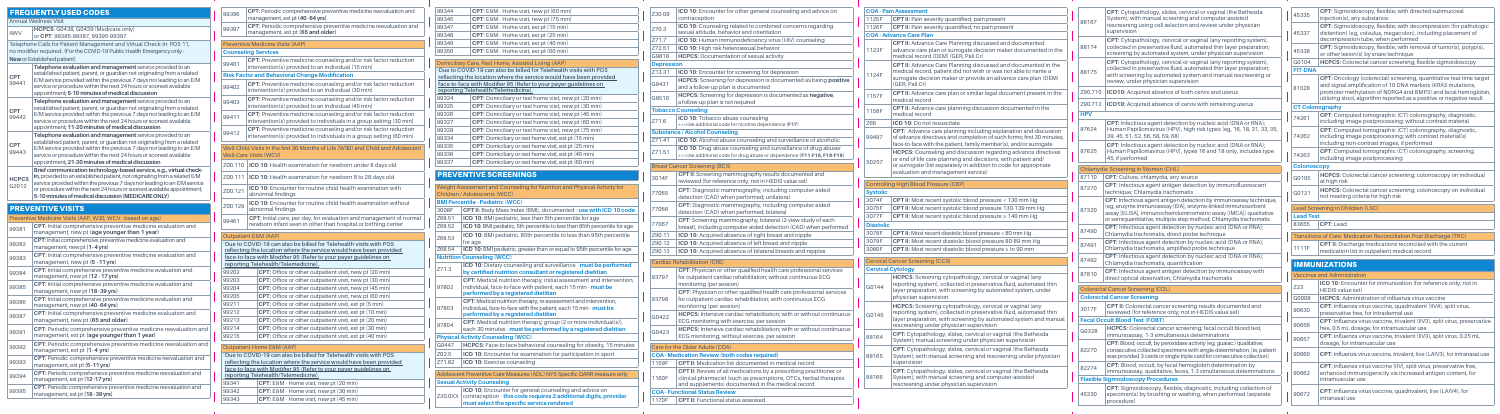## FREQUENTLY USED CODES

### Annual Wellness Visit

| | |
|---|---|
| AWV | **HCPCS:** G0438, G0439 (Medicare only)<br>**CPT:** 99385-99387, 99395-99397 |

Telephone Calls for Patient Management and Virtual Check-In: POS 11, no modifier required. (For the COVID-19 Public Health Emergency only: **New** or **Established** patient)

| | |
|---|---|
| **CPT 99441** | **Telephone evaluation and management service** provided to an established patient, parent, or guardian not originating from a related E/M service provided within the previous 7 days nor leading to an E/M service or procedure within the next 24 hours or soonest available appointment; **5-10 minutes of medical discussion** |
| **CPT 99442** | **Telephone evaluation and management service** provided to an established patient, parent, or guardian not originating from a related E/M service provided within the previous 7 days nor leading to an E/M service or procedure within the next 24 hours or soonest available appointment; **11-20 minutes of medical discussion** |
| **CPT 99443** | **Telephone evaluation and management service** provided to an established patient, parent, or guardian not originating from a related E/M service provided within the previous 7 days nor leading to an E/M service or procedure within the next 24 hours or soonest available appointment; **21-30 minutes of medical discussion** |
| **HCPCS G2012** | **Brief communication technology-based service, e.g., virtual check-in**, provided to an established patient, not originating from a related E/M service provided within the previous 7 days nor leading to an E/M service or procedure within the next 24 hours or soonest available appointment; **5-10 minutes of medical discussion (MEDICARE ONLY)** |

## PREVENTIVE VISITS

### Preventive Medicine Visits (AWP, W30, WCV - based on age)

| | |
|---|---|
| 99381 | **CPT:** Initial comprehensive preventive medicine evaluation and management; new pt (**age younger than 1 year**) |
| 99382 | **CPT:** Initial comprehensive preventive medicine evaluation and management; new pt (**1 - 4 yrs**) |
| 99383 | **CPT:** Initial comprehensive preventive medicine evaluation and management; new pt (**5 - 11 yrs**) |
| 99384 | **CPT:** Initial comprehensive preventive medicine evaluation and management; new pt (**12 - 17 yrs**) |
| 99385 | **CPT:** Initial comprehensive preventive medicine evaluation and management; new pt (**18 - 39 yrs**) |
| 99386 | **CPT:** Initial comprehensive preventive medicine evaluation and management; new pt (**40 - 64 yrs**) |
| 99387 | **CPT:** Initial comprehensive preventive medicine evaluation and management; new pt (**65 and older**) |
| 99391 | **CPT:** Periodic comprehensive preventive medicine reevaluation and management; est pt (**age younger than 1 year**) |
| 99392 | **CPT:** Periodic comprehensive preventive medicine reevaluation and management; est pt (**1 - 4 yrs**) |
| 99393 | **CPT:** Periodic comprehensive preventive medicine reevaluation and management; est pt (**5 - 11 yrs**) |
| 99394 | **CPT:** Periodic comprehensive preventive medicine reevaluation and management; est pt (**12 - 17 yrs**) |
| 99395 | **CPT:** Periodic comprehensive preventive medicine reevaluation and management; est pt (**18 - 39 yrs**) |
| 99396 | **CPT:** Periodic comprehensive preventive medicine reevaluation and management; est pt (**40 - 64 yrs**) |
| 99397 | **CPT:** Periodic comprehensive preventive medicine reevaluation and management; est pt (**65 and older**) |

### Preventive Medicine Visits (AAP)

**Counseling Services**

| | |
|---|---|
| 99401 | **CPT:** Preventive medicine counseling and/or risk factor reduction intervention(s) provided to an individual (15 min) |

**Risk Factor and Behavioral Change Modification**

| | |
|---|---|
| 99402 | **CPT:** Preventive medicine counseling and/or risk factor reduction intervention(s) provided to an individual (30 min) |
| 99403 | **CPT:** Preventive medicine counseling and/or risk factor reduction intervention(s) provided to an individual (45 min) |
| 99404 | **CPT:** Preventive medicine counseling and/or risk factor reduction intervention(s) provided to an individual (60 min) |
| 99411 | **CPT:** Preventive medicine counseling and/or risk factor reduction intervention(s) provided to individuals in a group setting (30 min) |
| 99412 | **CPT:** Preventive medicine counseling and/or risk factor reduction intervention(s) provided to individuals in a group setting (60 min) |

**Well-Child Visits in the first 30 Months of Life (W30) and Child and Adolescent Well-Care Visits (WCV)**

| | |
|---|---|
| Z00.110 | **ICD 10:** Health examination for newborn under 8 days old |
| Z00.111 | **ICD 10:** Health examination for newborn 8 to 28 days old |
| Z00.121 | **ICD 10:** Encounter for routine child health examination with abnormal findings |
| Z00.129 | **ICD 10:** Encounter for routine child health examination without abnormal findings |
| 99461 | **CPT:** Initial care, per day, for evaluation and management of normal newborn infant seen in other than hospital or birthing center |

### Outpatient E&M (AAP)

**Due to COVID-19 can also be billed for Telehealth visits with POS reflecting the location where the service would have been provided face-to-face with Modifier 95 (Refer to your payer guidelines on reporting Telehealth/Telemedicine)**

| | |
|---|---|
| 99202 | **CPT:** Office or other outpatient visit, new pt (20 min) |
| 99203 | **CPT:** Office or other outpatient visit, new pt (30 min) |
| 99204 | **CPT:** Office or other outpatient visit, new pt (45 min) |
| 99205 | **CPT:** Office or other outpatient visit, new pt (60 min) |
| 99211 | **CPT:** Office or other outpatient visit, est pt (5 min) |
| 99212 | **CPT:** Office or other outpatient visit, est pt (10 min) |
| 99213 | **CPT:** Office or other outpatient visit, est pt (20 min) |
| 99214 | **CPT:** Office or other outpatient visit, est pt (30 min) |
| 99215 | **CPT:** Office or other outpatient visit, est pt (40 min) |

### Outpatient E&M (AAP)

**Due to COVID-19 can also be billed for Telehealth visits with POS reflecting the location where the service would have been provided face-to-face with Modifier 95 (Refer to your payer guidelines on reporting Telehealth/Telemedicine)**

| | |
|---|---|
| 99341 | **CPT:** E&M - Home visit, new pt (20 min) |
| 99342 | **CPT:** E&M - Home visit, new pt (30 min) |
| 99343 | **CPT:** E&M - Home visit, new pt (45 min) |
| 99344 | **CPT:** E&M - Home visit, new pt (60 min) |
| 99345 | **CPT:** E&M - Home visit, new pt (75 min) |
| 99347 | **CPT:** E&M - Home visit, est pt (15 min) |
| 99348 | **CPT:** E&M - Home visit, est pt (25 min) |
| 99349 | **CPT:** E&M - Home visit, est pt (40 min) |
| 99350 | **CPT:** E&M - Home visit, est pt (60 min) |

**Domiciliary Care, Rest Home, Assisted Living (AAP)**

**Due to COVID-19 can also be billed for Telehealth visits with POS reflecting the location where the service would have been provided face-to-face with Modifier 95 (Refer to your payer guidelines on reporting Telehealth/Telemedicine)**

| | |
|---|---|
| 99324 | **CPT:** Domiciliary or rest home visit, new pt (20 min) |
| 99325 | **CPT:** Domiciliary or rest home visit, new pt (30 min) |
| 99326 | **CPT:** Domiciliary or rest home visit, new pt (45 min) |
| 99327 | **CPT:** Domiciliary or rest home visit, new pt (60 min) |
| 99328 | **CPT:** Domiciliary or rest home visit, new pt (75 min) |
| 99334 | **CPT:** Domiciliary or rest home visit, est pt (15 min) |
| 99335 | **CPT:** Domiciliary or rest home visit, est pt (25 min) |
| 99336 | **CPT:** Domiciliary or rest home visit, est pt (40 min) |
| 99337 | **CPT:** Domiciliary or rest home visit, est pt (60 min) |

## PREVENTIVE SCREENINGS

**Weight Assessment and Counseling for Nutrition and Physical Activity for Children/ Adolescents (WCC)**

**BMI Percentile - Pediatric (WCC)**

| | |
|---|---|
| Z68.51 | **ICD 10:** Body Mass Index (BMI), documented - **use with ICD 10 code** |
| Z68.51 | **ICD 10:** BMI pediatric, less than 5th percentile for age |
| Z68.52 | **ICD 10:** BMI pediatric, 5th percentile to less than 85th percentile for age |
| Z68.53 | **ICD 10:** BMI pediatric, 85th percentile to less than 95th percentile for age |
| Z68.54 | **ICD 10:** BMI pediatric, greater than or equal to 95th percentile for age |

**Nutrition Counseling (WCC)**

| | |
|---|---|
| Z71.3 | **ICD 10:** Dietary counseling and surveillance - **must be performed by certified nutrition consultant or registered dietitian** |
| 97802 | **CPT:** Medical nutrition therapy; initial assessment and intervention, individual, face-to-face with patient, each 15 min - **must be performed by a registered dietitian** |
| 97803 | **CPT:** Medical nutrition therapy; re-assessment and intervention, individual, face-to-face with the patient, each 15 min - **must be performed by a registered dietitian** |
| 97804 | **CPT:** Medical nutrition therapy; group (2 or more individual(s)), each 30 minutes - **must be performed by a registered dietitian** |

**Physical Activity Counseling (WCC)**

| | |
|---|---|
| G0447 | **HCPCS:** Face-to-face behavioral counseling for obesity, 15 minutes |
| Z02.5 | **ICD 10:** Encounter for examination for participation in sport |
| Z71.82 | **ICD 10:** Exercise counseling |

**Adolescent Preventive Care Measures (ADL) NYS-Specific QARR measure only**

**Sexual Activity Counseling**

| | |
|---|---|
| Z30.0XX | **ICD 10:** Encounter for general counseling and advice on contraception - **this code requires 2 additional digits, provider must select the specific service rendered** |
| Z30.09 | **ICD 10:** Encounter for other general counseling and advice on contraception |
| Z70.3 | **ICD 10:** Counseling related to combined concerns regarding sexual attitude, behavior and orientation |
| Z71.7 | **ICD 10:** Human immunodeficiency virus (HIV) counseling |
| Z72.51 | **ICD 10:** High risk heterosexual behavior |
| G0018 | **HCPCS:** Documentation of sexual activity |

**Depression**

| | |
|---|---|
| Z13.31 | **ICD 10:** Encounter for screening for depression |
| G8431 | **HCPCS:** Screening for depression is documented as being **positive** and a follow-up plan is documented |
| G8510 | **HCPCS:** Screening for depression is documented as **negative**, a follow-up plan is not required |

**Tobacco Counseling**

| | |
|---|---|
| Z71.6 | **ICD 10:** Tobacco abuse counseling<br>– use additional code for nicotine dependence (F17) |

**Substance / Alcohol Counseling**

| | |
|---|---|
| Z71.41 | **ICD 10:** Alcohol abuse counseling and surveillance of alcoholic |
| Z71.51 | **ICD 10:** Drug abuse counseling and surveillance of drug abuser<br>– use additional code for drug abuse or dependence (F11-F16, F18-F19) |

**Breast Cancer Screening (BCS)**

| | |
|---|---|
| 3014F | **CPT II:** Screening mammography results documented and reviewed (for reference only; not in HEDIS value set) |
| 77065 | **CPT:** Diagnostic mammography, including computer-aided detection (CAD) when performed; unilateral |
| 77066 | **CPT:** Diagnostic mammography, including computer-aided detection (CAD) when performed; bilateral |
| 77067 | **CPT:** Screening mammography, bilateral (2-view study of each breast), including computer-aided detection (CAD) when performed |
| Z90.11 | **ICD 10:** Acquired absence of right breast and nipple |
| Z90.12 | **ICD 10:** Acquired absence of left breast and nipple |
| Z90.13 | **ICD 10:** Acquired absence of bilateral breasts and nipples |

**Cardiac Rehabilitation (CRE)**

| | |
|---|---|
| 93797 | **CPT:** Physician or other qualified health care professional services for outpatient cardiac rehabilitation; without continuous ECG monitoring (per session) |
| 93798 | **CPT:** Physician or other qualified health care professional services for outpatient cardiac rehabilitation; with continuous ECG monitoring (per session) |
| G0422 | **HCPCS:** Intensive cardiac rehabilitation; with or without continuous ECG monitoring with exercise, per session |
| G0423 | **HCPCS:** Intensive cardiac rehabilitation; with or without continuous ECG monitoring; without exercise, per session |

**Care for the Older Adults (COA)**

**COA - Medication Review (both codes required)**

| | |
|---|---|
| 1159F | **CPT II:** Medication list documented in medical record |
| 1160F | **CPT II:** Review of all medications by a prescribing practitioner or clinical pharmacist (such as prescriptions, OTCs, herbal therapies and supplements) documented in the medical record |

**COA - Functional Status Review**

| | |
|---|---|
| 1170F | **CPT II:** Functional status assessed |

**COA - Pain Assessment**

| | |
|---|---|
| 1125F | **CPT II:** Pain severity quantified; pain present |
| 1126F | **CPT II:** Pain severity quantified; no pain present |

**COA - Advance Care Plan**

| | |
|---|---|
| 1123F | **CPT II:** Advance Care Planning discussed and documented advance care plan or surrogate decision maker documented in the medical record (DEM) (GER, Pall Cr) |
| 1124F | **CPT II:** Advance Care Planning discussed and documented in the medical record, patient did not wish or was not able to name a surrogate decision maker or provide an advance care plan (DEM) (GER, Pall Cr) |
| 1157F | **CPT II:** Advance care plan or similar legal document present in the medical record |
| 1158F | **CPT II:** Advance care planning discussion documented in the medical record |
| Z66 | **ICD 10:** Do not resuscitate |
| 99497 | **CPT:** Advance care planning including explanation and discussion of advance directives and completion of such forms; first 30 minutes, face-to-face with the patient, family member(s), and/or surrogate |
| S0257 | **HCPCS:** Counseling and discussion regarding advance directives or end of life care planning and decisions, with patient and/or surrogate (list separately in addition to code for appropriate evaluation and management service) |

**Controlling High Blood Pressure (CBP)**

**Systolic**

| | |
|---|---|
| 3074F | **CPT II:** Most recent systolic blood pressure < 130 mm Hg |
| 3075F | **CPT II:** Most recent systolic blood pressure 130-139 mm Hg |
| 3077F | **CPT II:** Most recent systolic blood pressure ≥ 140 mm Hg |

**Diastolic**

| | |
|---|---|
| 3078F | **CPT II:** Most recent diastolic blood pressure < 80 mm Hg |
| 3079F | **CPT II:** Most recent diastolic blood pressure 80-89 mm Hg |
| 3080F | **CPT II:** Most recent diastolic blood pressure ≥ 90 mm |

**Cervical Cancer Screening (CCS)**

**Cervical Cytology**

| | |
|---|---|
| G0144 | **HCPCS:** Screening cytopathology, cervical or vaginal (any reporting system), collected in preservative fluid, automated thin layer preparation, with screening by automated system, under physician supervision |
| G0145 | **HCPCS:** Screening cytopathology, cervical or vaginal (any reporting system), collected in preservative fluid, automated thin layer preparation, with screening by automated system and manual rescreening under physician supervision |
| 88164 | **CPT:** Cytopathology, slides, cervical or vaginal (the Bethesda System); manual screening under physician supervision |
| 88165 | **CPT:** Cytopathology, slides, cervical or vaginal (the Bethesda System); with manual screening and rescreening under physician supervision |
| 88166 | **CPT:** Cytopathology, slides, cervical or vaginal (the Bethesda System); with manual screening and computer-assisted rescreening under physician supervision |
| 88167 | **CPT:** Cytopathology, slides, cervical or vaginal (the Bethesda System); with manual screening and computer-assisted rescreening using cell selection and review under physician supervision |
| 88174 | **CPT:** Cytopathology, cervical or vaginal (any reporting system), collected in preservative fluid, automated thin layer preparation; screening by automated system, under physician supervision |
| 88175 | **CPT:** Cytopathology, cervical or vaginal (any reporting system), collected in preservative fluid, automated thin layer preparation; with screening by automated system and manual rescreening or review, under physician supervision |
| Z90.710 | **ICD 10:** Acquired absence of both cervix and uterus |
| Z90.712 | **ICD 10:** Acquired absence of cervix with remaining uterus |

**HPV**

| | |
|---|---|
| 87624 | **CPT:** Infectious agent detection by nucleic acid (DNA or RNA); Human Papillomavirus (HPV), high-risk types (eg, 16, 18, 31, 33, 35, 39, 45, 51, 52, 56, 58, 59, 68) |
| 87625 | **CPT:** Infectious agent detection by nucleic acid (DNA or RNA); Human Papillomavirus (HPV), types 16 and 18 only, includes type 45, if performed |

**Chlamydia Screening in Women (CHL)**

| | |
|---|---|
| 87110 | **CPT:** Culture, chlamydia, any source |
| 87270 | **CPT:** Infectious agent antigen detection by immunofluorescent technique; Chlamydia trachomatis |
| 87320 | **CPT:** Infectious agent antigen detection by immunoassay technique, (eg, enzyme immunoassay [EIA], enzyme-linked immunosorbent assay [ELISA], immunochemiluminometric assay [IMCA]) qualitative or semiquantitative, multiple-step method; Chlamydia trachomatis |
| 87490 | **CPT:** Infectious agent detection by nucleic acid (DNA or RNA); Chlamydia trachomatis, direct probe technique |
| 87491 | **CPT:** Infectious agent detection by nucleic acid (DNA or RNA); Chlamydia trachomatis, amplified probe technique |
| 87492 | **CPT:** Infectious agent detection by nucleic acid (DNA or RNA); Chlamydia trachomatis, quantification |
| 87810 | **CPT:** Infectious agent antigen detection by immunoassay with direct optical observation; Chlamydia trachomatis |

**Colorectal Cancer Screening (COL)**

**Colorectal Cancer Screening**

| | |
|---|---|
| 3017F | **CPT II:** Colorectal cancer screening results documented and reviewed (for reference only; not in HEDIS value set) |

**Fecal Occult Blood Test (FOBT)**

| | |
|---|---|
| G0328 | **HCPCS:** Colorectal cancer screening; fecal occult blood test, immunoassay, 1-3 simultaneous determinations |
| 82270 | **CPT:** Blood, occult, by peroxidase activity (eg, guaiac), qualitative; consecutive collected specimens with single determination, (ie, patient was provided 3 cards or single triple card for consecutive collection) |
| 82274 | **CPT:** Blood, occult, by fecal hemoglobin determination by immunoassay, qualitative, feces, 1-3 simultaneous determinations |

**Flexible Sigmoidoscopy Procedures**

| | |
|---|---|
| 45330 | **CPT:** Sigmoidoscopy, flexible; diagnostic, including collection of specimen(s) by brushing or washing, when performed (separate procedure) |
| 45335 | **CPT:** Sigmoidoscopy, flexible; with directed submucosal injection(s), any substance |
| 45337 | **CPT:** Sigmoidoscopy, flexible; with decompression (for pathologic distention) (eg, volvulus, megacolon), including placement of decompression tube, when performed |
| 45338 | **CPT:** Sigmoidoscopy, flexible; with removal of tumor(s), polyp(s), or other lesion(s) by snare technique |
| G0104 | **HCPCS:** Colorectal cancer screening; flexible sigmoidoscopy |

**FIT-DNA**

| | |
|---|---|
| 81528 | **CPT:** Oncology (colorectal) screening, quantitative real-time target and signal amplification of 10 DNA markers (KRAS mutations, promoter methylation of NDRG4 and BMP3) and fecal hemoglobin, utilizing stool, algorithm reported as a positive or negative result |

**CT Colonography**

| | |
|---|---|
| 74261 | **CPT:** Computed tomographic (CT) colonography, diagnostic, including image postprocessing; without contrast material |
| 74262 | **CPT:** Computed tomographic (CT) colonography, diagnostic, including image postprocessing; with contrast material(s) including non-contrast images, if performed |
| 74263 | **CPT:** Computed tomographic (CT) colonography, screening, including image postprocessing |

**Colonoscopy**

| | |
|---|---|
| G0105 | **HCPCS:** Colorectal cancer screening; colonoscopy on individual at high risk |
| G0121 | **HCPCS:** Colorectal cancer screening; colonoscopy on individual not meeting criteria for high risk |

**Lead Screening in Children (LSC)**

**Lead Test**

| | |
|---|---|
| 83655 | **CPT:** Lead |

**Transitions of Care: Medication Reconciliation Post-Discharge (TRC)**

| | |
|---|---|
| 1111F | **CPT II:** Discharge medications reconciled with the current medication list in outpatient medical record |

## IMMUNIZATIONS

### Vaccines and Administration

| | |
|---|---|
| Z23 | **ICD 10:** Encounter for immunization (for reference only; not in HEDIS value set) |
| G0008 | **HCPCS:** Administration of influenza virus vaccine |
| 90630 | **CPT:** Influenza virus vaccine, quadrivalent (IIV4), split virus, preservative free, for intradermal use |
| 90656 | **CPT:** Influenza virus vaccine, trivalent (IIV3), split virus, preservative free, 0.5 mL dosage, for intramuscular use |
| 90657 | **CPT:** Influenza virus vaccine, trivalent (IIV3), split virus, 0.25 mL dosage, for intramuscular use |
| 90660 | **CPT:** Influenza virus vaccine, trivalent, live (LAIV3), for intranasal use |
| 90662 | **CPT:** Influenza virus vaccine (IIV), split virus, preservative free, enhanced immunogenicity via increased antigen content, for intramuscular use |
| 90672 | **CPT:** Influenza virus vaccine, quadrivalent, live (LAIV4), for intranasal use |